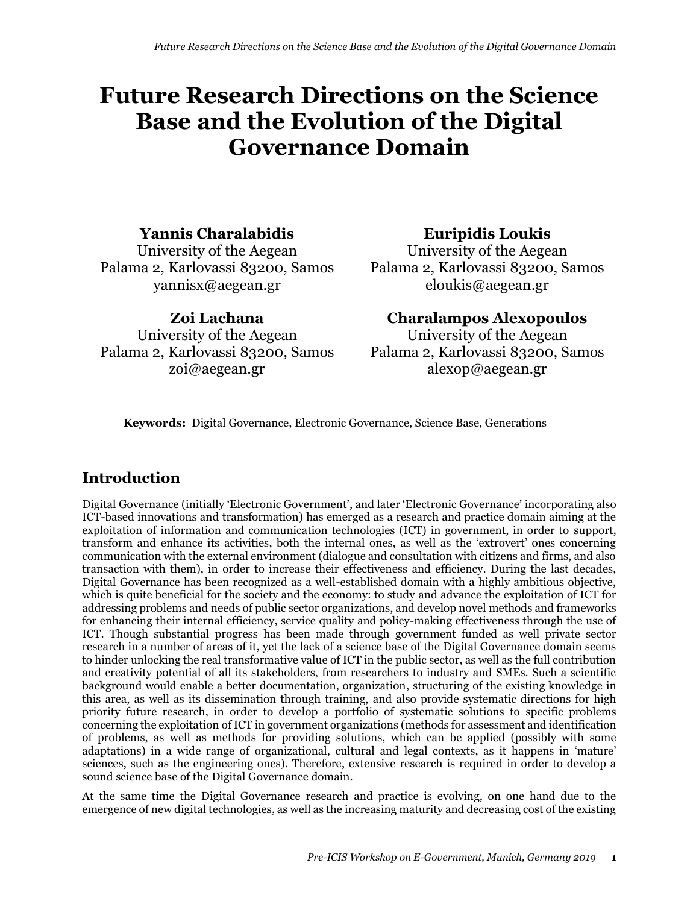# Future Research Directions on the Science Base and the Evolution of the Digital Governance Domain

**Yannis Charalabidis**
University of the Aegean
Palama 2, Karlovassi 83200, Samos
yannisx@aegean.gr

**Euripidis Loukis**
University of the Aegean
Palama 2, Karlovassi 83200, Samos
eloukis@aegean.gr

**Zoi Lachana**
University of the Aegean
Palama 2, Karlovassi 83200, Samos
zoi@aegean.gr

**Charalampos Alexopoulos**
University of the Aegean
Palama 2, Karlovassi 83200, Samos
alexop@aegean.gr

**Keywords:** Digital Governance, Electronic Governance, Science Base, Generations

## Introduction

Digital Governance (initially 'Electronic Government', and later 'Electronic Governance' incorporating also ICT-based innovations and transformation) has emerged as a research and practice domain aiming at the exploitation of information and communication technologies (ICT) in government, in order to support, transform and enhance its activities, both the internal ones, as well as the 'extrovert' ones concerning communication with the external environment (dialogue and consultation with citizens and firms, and also transaction with them), in order to increase their effectiveness and efficiency. During the last decades, Digital Governance has been recognized as a well-established domain with a highly ambitious objective, which is quite beneficial for the society and the economy: to study and advance the exploitation of ICT for addressing problems and needs of public sector organizations, and develop novel methods and frameworks for enhancing their internal efficiency, service quality and policy-making effectiveness through the use of ICT. Though substantial progress has been made through government funded as well private sector research in a number of areas of it, yet the lack of a science base of the Digital Governance domain seems to hinder unlocking the real transformative value of ICT in the public sector, as well as the full contribution and creativity potential of all its stakeholders, from researchers to industry and SMEs. Such a scientific background would enable a better documentation, organization, structuring of the existing knowledge in this area, as well as its dissemination through training, and also provide systematic directions for high priority future research, in order to develop a portfolio of systematic solutions to specific problems concerning the exploitation of ICT in government organizations (methods for assessment and identification of problems, as well as methods for providing solutions, which can be applied (possibly with some adaptations) in a wide range of organizational, cultural and legal contexts, as it happens in 'mature' sciences, such as the engineering ones). Therefore, extensive research is required in order to develop a sound science base of the Digital Governance domain.

At the same time the Digital Governance research and practice is evolving, on one hand due to the emergence of new digital technologies, as well as the increasing maturity and decreasing cost of the existing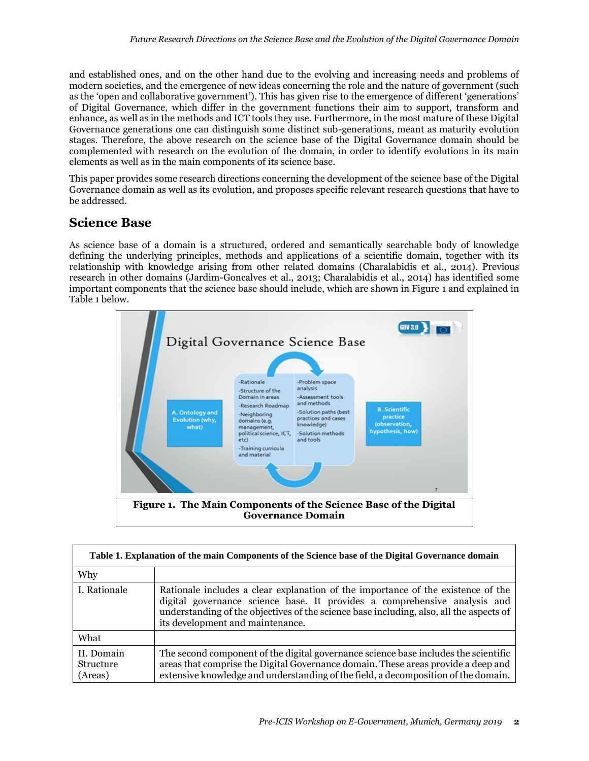and established ones, and on the other hand due to the evolving and increasing needs and problems of modern societies, and the emergence of new ideas concerning the role and the nature of government (such as the 'open and collaborative government'). This has given rise to the emergence of different 'generations' of Digital Governance, which differ in the government functions their aim to support, transform and enhance, as well as in the methods and ICT tools they use. Furthermore, in the most mature of these Digital Governance generations one can distinguish some distinct sub-generations, meant as maturity evolution stages. Therefore, the above research on the science base of the Digital Governance domain should be complemented with research on the evolution of the domain, in order to identify evolutions in its main elements as well as in the main components of its science base.

This paper provides some research directions concerning the development of the science base of the Digital Governance domain as well as its evolution, and proposes specific relevant research questions that have to be addressed.

## Science Base

As science base of a domain is a structured, ordered and semantically searchable body of knowledge defining the underlying principles, methods and applications of a scientific domain, together with its relationship with knowledge arising from other related domains (Charalabidis et al., 2014). Previous research in other domains (Jardim-Goncalves et al., 2013; Charalabidis et al., 2014) has identified some important components that the science base should include, which are shown in Figure 1 and explained in Table 1 below.

**Figure 1. The Main Components of the Science Base of the Digital Governance Domain**

| Table 1. Explanation of the main Components of the Science base of the Digital Governance domain | |
|---|---|
| Why | |
| I. Rationale | Rationale includes a clear explanation of the importance of the existence of the digital governance science base. It provides a comprehensive analysis and understanding of the objectives of the science base including, also, all the aspects of its development and maintenance. |
| What | |
| II. Domain Structure (Areas) | The second component of the digital governance science base includes the scientific areas that comprise the Digital Governance domain. These areas provide a deep and extensive knowledge and understanding of the field, a decomposition of the domain. |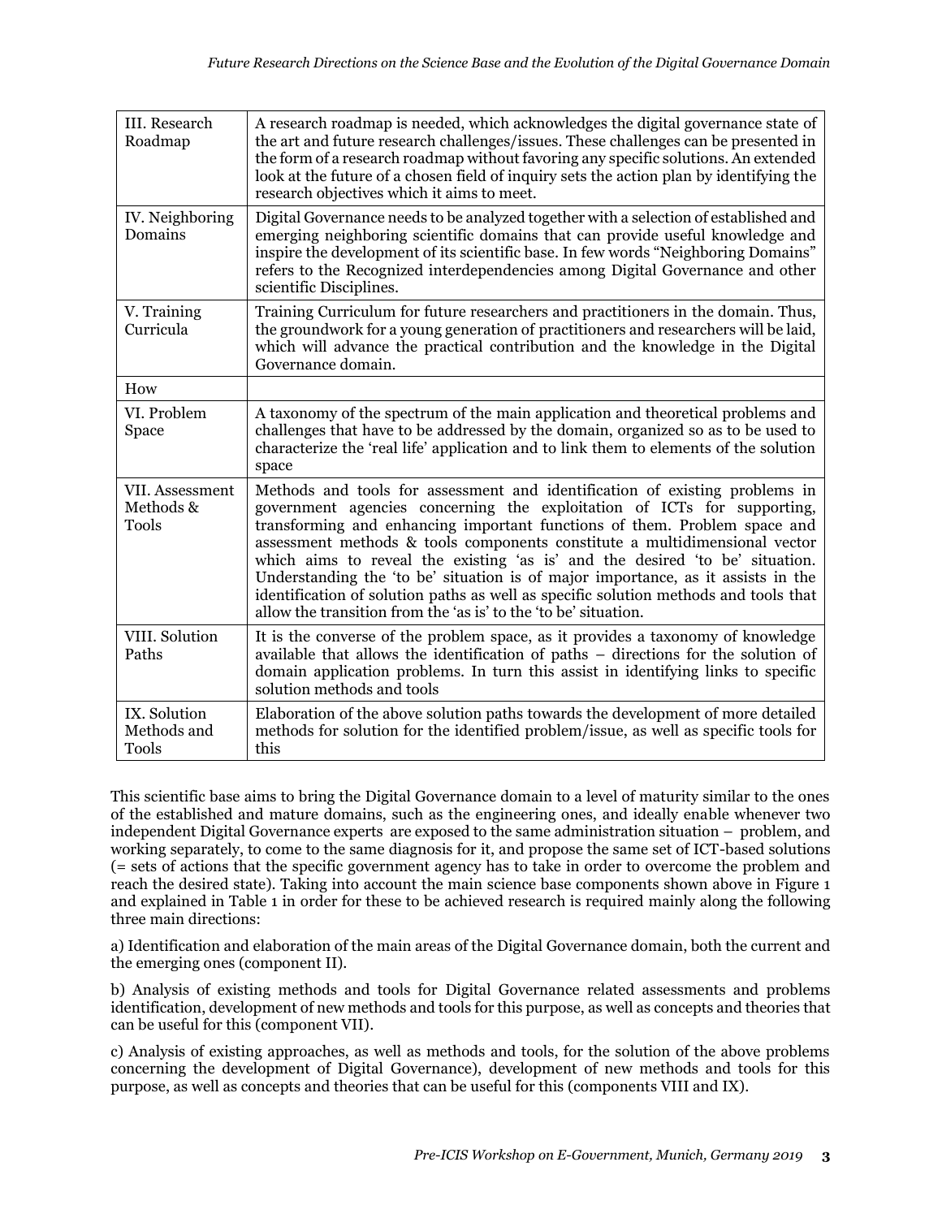| | |
|---|---|
| III. Research Roadmap | A research roadmap is needed, which acknowledges the digital governance state of the art and future research challenges/issues. These challenges can be presented in the form of a research roadmap without favoring any specific solutions. An extended look at the future of a chosen field of inquiry sets the action plan by identifying the research objectives which it aims to meet. |
| IV. Neighboring Domains | Digital Governance needs to be analyzed together with a selection of established and emerging neighboring scientific domains that can provide useful knowledge and inspire the development of its scientific base. In few words "Neighboring Domains" refers to the Recognized interdependencies among Digital Governance and other scientific Disciplines. |
| V. Training Curricula | Training Curriculum for future researchers and practitioners in the domain. Thus, the groundwork for a young generation of practitioners and researchers will be laid, which will advance the practical contribution and the knowledge in the Digital Governance domain. |
| How | |
| VI. Problem Space | A taxonomy of the spectrum of the main application and theoretical problems and challenges that have to be addressed by the domain, organized so as to be used to characterize the 'real life' application and to link them to elements of the solution space |
| VII. Assessment Methods & Tools | Methods and tools for assessment and identification of existing problems in government agencies concerning the exploitation of ICTs for supporting, transforming and enhancing important functions of them. Problem space and assessment methods & tools components constitute a multidimensional vector which aims to reveal the existing 'as is' and the desired 'to be' situation. Understanding the 'to be' situation is of major importance, as it assists in the identification of solution paths as well as specific solution methods and tools that allow the transition from the 'as is' to the 'to be' situation. |
| VIII. Solution Paths | It is the converse of the problem space, as it provides a taxonomy of knowledge available that allows the identification of paths – directions for the solution of domain application problems. In turn this assist in identifying links to specific solution methods and tools |
| IX. Solution Methods and Tools | Elaboration of the above solution paths towards the development of more detailed methods for solution for the identified problem/issue, as well as specific tools for this |

This scientific base aims to bring the Digital Governance domain to a level of maturity similar to the ones of the established and mature domains, such as the engineering ones, and ideally enable whenever two independent Digital Governance experts are exposed to the same administration situation – problem, and working separately, to come to the same diagnosis for it, and propose the same set of ICT-based solutions (= sets of actions that the specific government agency has to take in order to overcome the problem and reach the desired state). Taking into account the main science base components shown above in Figure 1 and explained in Table 1 in order for these to be achieved research is required mainly along the following three main directions:

a) Identification and elaboration of the main areas of the Digital Governance domain, both the current and the emerging ones (component II).

b) Analysis of existing methods and tools for Digital Governance related assessments and problems identification, development of new methods and tools for this purpose, as well as concepts and theories that can be useful for this (component VII).

c) Analysis of existing approaches, as well as methods and tools, for the solution of the above problems concerning the development of Digital Governance), development of new methods and tools for this purpose, as well as concepts and theories that can be useful for this (components VIII and IX).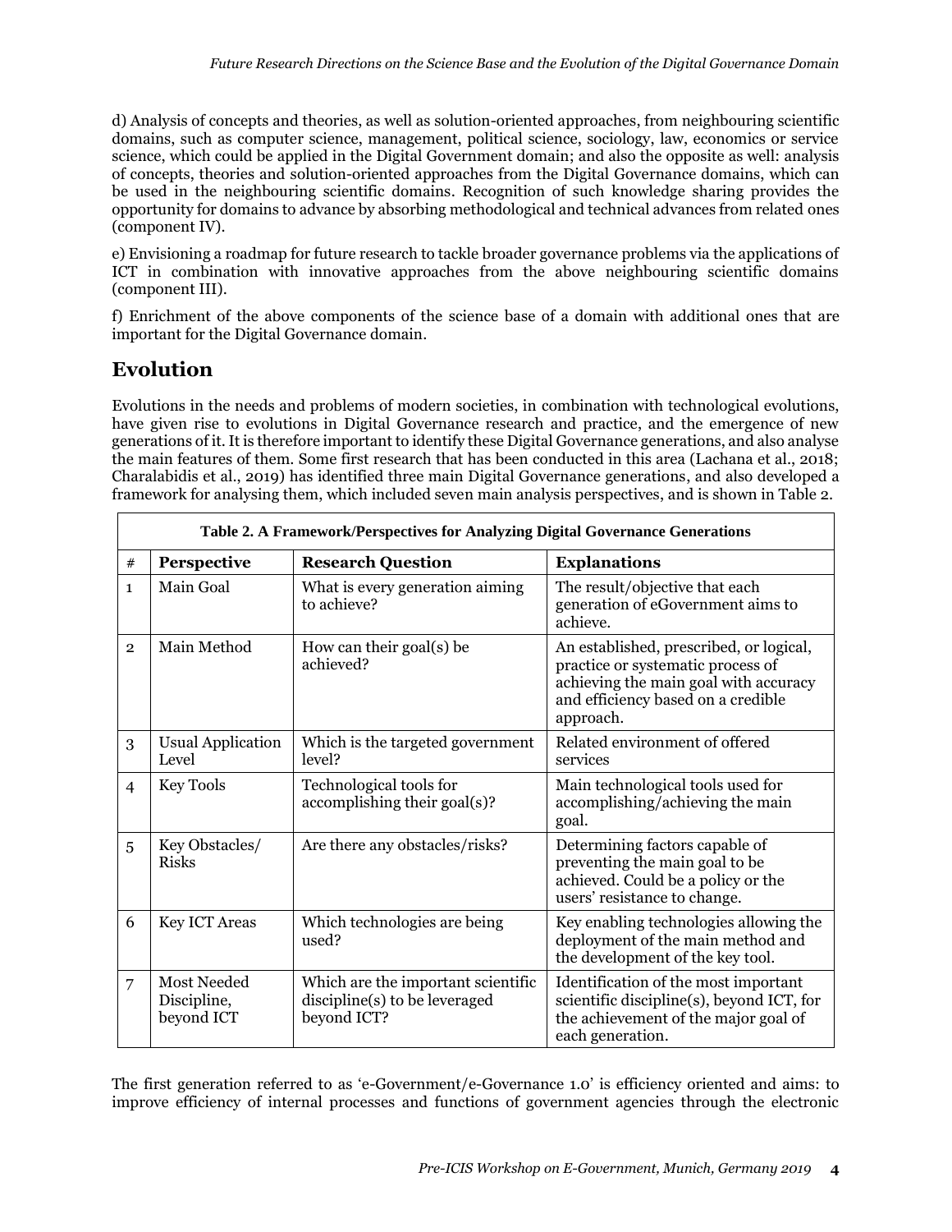d) Analysis of concepts and theories, as well as solution-oriented approaches, from neighbouring scientific domains, such as computer science, management, political science, sociology, law, economics or service science, which could be applied in the Digital Government domain; and also the opposite as well: analysis of concepts, theories and solution-oriented approaches from the Digital Governance domains, which can be used in the neighbouring scientific domains. Recognition of such knowledge sharing provides the opportunity for domains to advance by absorbing methodological and technical advances from related ones (component IV).

e) Envisioning a roadmap for future research to tackle broader governance problems via the applications of ICT in combination with innovative approaches from the above neighbouring scientific domains (component III).

f) Enrichment of the above components of the science base of a domain with additional ones that are important for the Digital Governance domain.

## Evolution

Evolutions in the needs and problems of modern societies, in combination with technological evolutions, have given rise to evolutions in Digital Governance research and practice, and the emergence of new generations of it. It is therefore important to identify these Digital Governance generations, and also analyse the main features of them. Some first research that has been conducted in this area (Lachana et al., 2018; Charalabidis et al., 2019) has identified three main Digital Governance generations, and also developed a framework for analysing them, which included seven main analysis perspectives, and is shown in Table 2.

**Table 2. A Framework/Perspectives for Analyzing Digital Governance Generations**

| # | Perspective | Research Question | Explanations |
|---|---|---|---|
| 1 | Main Goal | What is every generation aiming to achieve? | The result/objective that each generation of eGovernment aims to achieve. |
| 2 | Main Method | How can their goal(s) be achieved? | An established, prescribed, or logical, practice or systematic process of achieving the main goal with accuracy and efficiency based on a credible approach. |
| 3 | Usual Application Level | Which is the targeted government level? | Related environment of offered services |
| 4 | Key Tools | Technological tools for accomplishing their goal(s)? | Main technological tools used for accomplishing/achieving the main goal. |
| 5 | Key Obstacles/ Risks | Are there any obstacles/risks? | Determining factors capable of preventing the main goal to be achieved. Could be a policy or the users' resistance to change. |
| 6 | Key ICT Areas | Which technologies are being used? | Key enabling technologies allowing the deployment of the main method and the development of the key tool. |
| 7 | Most Needed Discipline, beyond ICT | Which are the important scientific discipline(s) to be leveraged beyond ICT? | Identification of the most important scientific discipline(s), beyond ICT, for the achievement of the major goal of each generation. |

The first generation referred to as 'e-Government/e-Governance 1.0' is efficiency oriented and aims: to improve efficiency of internal processes and functions of government agencies through the electronic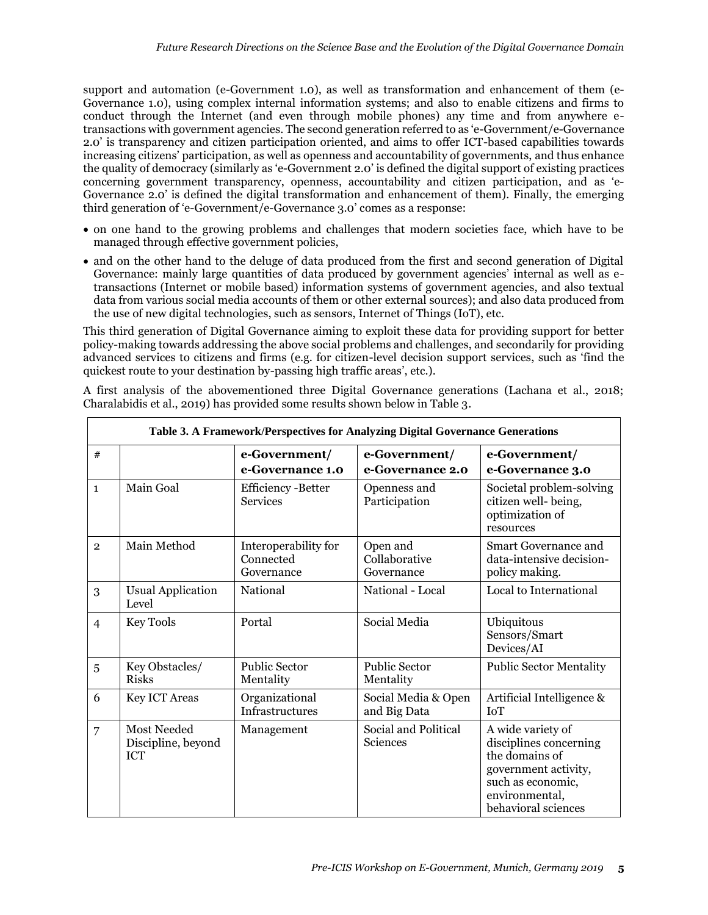support and automation (e-Government 1.0), as well as transformation and enhancement of them (e-Governance 1.0), using complex internal information systems; and also to enable citizens and firms to conduct through the Internet (and even through mobile phones) any time and from anywhere e-transactions with government agencies. The second generation referred to as 'e-Government/e-Governance 2.0' is transparency and citizen participation oriented, and aims to offer ICT-based capabilities towards increasing citizens' participation, as well as openness and accountability of governments, and thus enhance the quality of democracy (similarly as 'e-Government 2.0' is defined the digital support of existing practices concerning government transparency, openness, accountability and citizen participation, and as 'e-Governance 2.0' is defined the digital transformation and enhancement of them). Finally, the emerging third generation of 'e-Government/e-Governance 3.0' comes as a response:

- on one hand to the growing problems and challenges that modern societies face, which have to be managed through effective government policies,
- and on the other hand to the deluge of data produced from the first and second generation of Digital Governance: mainly large quantities of data produced by government agencies' internal as well as e-transactions (Internet or mobile based) information systems of government agencies, and also textual data from various social media accounts of them or other external sources); and also data produced from the use of new digital technologies, such as sensors, Internet of Things (IoT), etc.

This third generation of Digital Governance aiming to exploit these data for providing support for better policy-making towards addressing the above social problems and challenges, and secondarily for providing advanced services to citizens and firms (e.g. for citizen-level decision support services, such as 'find the quickest route to your destination by-passing high traffic areas', etc.).

A first analysis of the abovementioned three Digital Governance generations (Lachana et al., 2018; Charalabidis et al., 2019) has provided some results shown below in Table 3.

**Table 3. A Framework/Perspectives for Analyzing Digital Governance Generations**

| # | | **e-Government/ e-Governance 1.0** | **e-Government/ e-Governance 2.0** | **e-Government/ e-Governance 3.0** |
|---|---|---|---|---|
| 1 | Main Goal | Efficiency -Better Services | Openness and Participation | Societal problem-solving citizen well- being, optimization of resources |
| 2 | Main Method | Interoperability for Connected Governance | Open and Collaborative Governance | Smart Governance and data-intensive decision-policy making. |
| 3 | Usual Application Level | National | National - Local | Local to International |
| 4 | Key Tools | Portal | Social Media | Ubiquitous Sensors/Smart Devices/AI |
| 5 | Key Obstacles/ Risks | Public Sector Mentality | Public Sector Mentality | Public Sector Mentality |
| 6 | Key ICT Areas | Organizational Infrastructures | Social Media & Open and Big Data | Artificial Intelligence & IoT |
| 7 | Most Needed Discipline, beyond ICT | Management | Social and Political Sciences | A wide variety of disciplines concerning the domains of government activity, such as economic, environmental, behavioral sciences |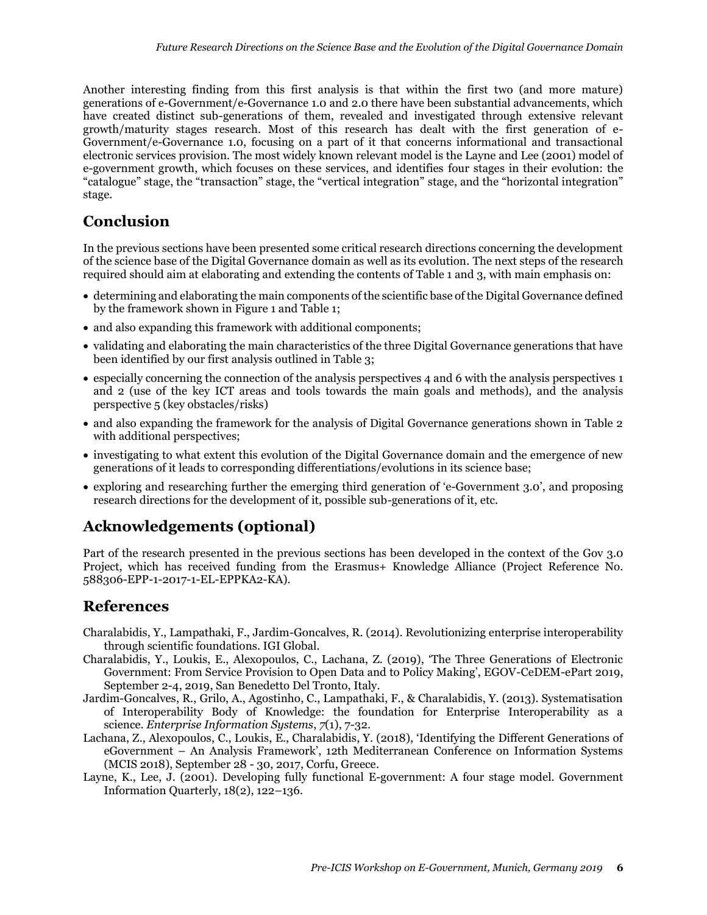Another interesting finding from this first analysis is that within the first two (and more mature) generations of e-Government/e-Governance 1.0 and 2.0 there have been substantial advancements, which have created distinct sub-generations of them, revealed and investigated through extensive relevant growth/maturity stages research. Most of this research has dealt with the first generation of e-Government/e-Governance 1.0, focusing on a part of it that concerns informational and transactional electronic services provision. The most widely known relevant model is the Layne and Lee (2001) model of e-government growth, which focuses on these services, and identifies four stages in their evolution: the "catalogue" stage, the "transaction" stage, the "vertical integration" stage, and the "horizontal integration" stage.

## Conclusion

In the previous sections have been presented some critical research directions concerning the development of the science base of the Digital Governance domain as well as its evolution. The next steps of the research required should aim at elaborating and extending the contents of Table 1 and 3, with main emphasis on:

- determining and elaborating the main components of the scientific base of the Digital Governance defined by the framework shown in Figure 1 and Table 1;
- and also expanding this framework with additional components;
- validating and elaborating the main characteristics of the three Digital Governance generations that have been identified by our first analysis outlined in Table 3;
- especially concerning the connection of the analysis perspectives 4 and 6 with the analysis perspectives 1 and 2 (use of the key ICT areas and tools towards the main goals and methods), and the analysis perspective 5 (key obstacles/risks)
- and also expanding the framework for the analysis of Digital Governance generations shown in Table 2 with additional perspectives;
- investigating to what extent this evolution of the Digital Governance domain and the emergence of new generations of it leads to corresponding differentiations/evolutions in its science base;
- exploring and researching further the emerging third generation of 'e-Government 3.0', and proposing research directions for the development of it, possible sub-generations of it, etc.

## Acknowledgements (optional)

Part of the research presented in the previous sections has been developed in the context of the Gov 3.0 Project, which has received funding from the Erasmus+ Knowledge Alliance (Project Reference No. 588306-EPP-1-2017-1-EL-EPPKA2-KA).

## References

Charalabidis, Y., Lampathaki, F., Jardim-Goncalves, R. (2014). Revolutionizing enterprise interoperability through scientific foundations. IGI Global.

Charalabidis, Y., Loukis, E., Alexopoulos, C., Lachana, Z. (2019), 'The Three Generations of Electronic Government: From Service Provision to Open Data and to Policy Making', EGOV-CeDEM-ePart 2019, September 2-4, 2019, San Benedetto Del Tronto, Italy.

Jardim-Goncalves, R., Grilo, A., Agostinho, C., Lampathaki, F., & Charalabidis, Y. (2013). Systematisation of Interoperability Body of Knowledge: the foundation for Enterprise Interoperability as a science. *Enterprise Information Systems*, *7*(1), 7-32.

Lachana, Z., Alexopoulos, C., Loukis, E., Charalabidis, Y. (2018), 'Identifying the Different Generations of eGovernment – An Analysis Framework', 12th Mediterranean Conference on Information Systems (MCIS 2018), September 28 - 30, 2017, Corfu, Greece.

Layne, K., Lee, J. (2001). Developing fully functional E-government: A four stage model. Government Information Quarterly, 18(2), 122–136.